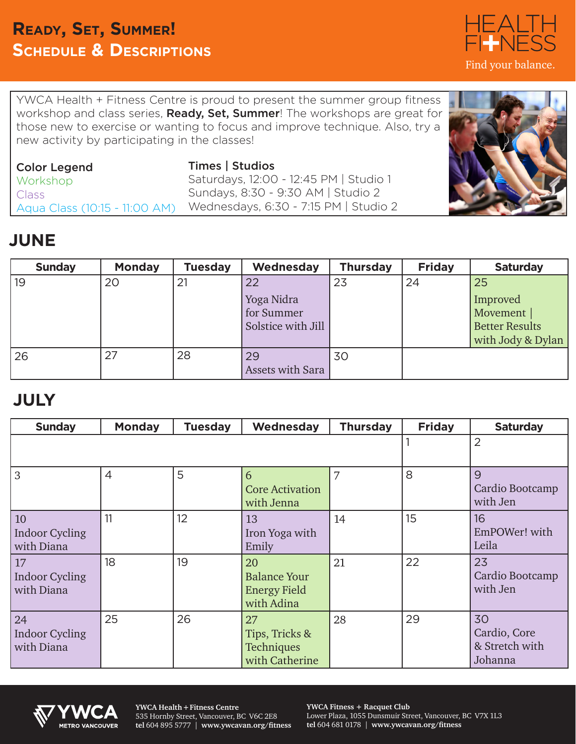# Ready, Set, Summer!
## Schedule & Descriptions

HEALTH FITNESS
Find your balance.

YWCA Health + Fitness Centre is proud to present the summer group fitness workshop and class series, **Ready, Set, Summer**! The workshops are great for those new to exercise or wanting to focus and improve technique. Also, try a new activity by participating in the classes!

**Color Legend**
Workshop
Class
Aqua Class (10:15 - 11:00 AM)

**Times | Studios**
Saturdays, 12:00 - 12:45 PM | Studio 1
Sundays, 8:30 - 9:30 AM | Studio 2
Wednesdays, 6:30 - 7:15 PM | Studio 2

## JUNE

| Sunday | Monday | Tuesday | Wednesday | Thursday | Friday | Saturday |
|---|---|---|---|---|---|---|
| 19 | 20 | 21 | 22 Yoga Nidra for Summer Solstice with Jill (Class) | 23 | 24 | 25 Improved Movement \| Better Results with Jody & Dylan (Workshop) |
| 26 | 27 | 28 | 29 Assets with Sara (Class) | 30 | | |

## JULY

| Sunday | Monday | Tuesday | Wednesday | Thursday | Friday | Saturday |
|---|---|---|---|---|---|---|
| | | | | | 1 | 2 |
| 3 | 4 | 5 | 6 Core Activation with Jenna (Workshop) | 7 | 8 | 9 Cardio Bootcamp with Jen (Class) |
| 10 Indoor Cycling with Diana (Class) | 11 | 12 | 13 Iron Yoga with Emily (Workshop) | 14 | 15 | 16 EmPOWer! with Leila (Class) |
| 17 Indoor Cycling with Diana (Class) | 18 | 19 | 20 Balance Your Energy Field with Adina (Workshop) | 21 | 22 | 23 Cardio Bootcamp with Jen (Class) |
| 24 Indoor Cycling with Diana (Class) | 25 | 26 | 27 Tips, Tricks & Techniques with Catherine (Workshop) | 28 | 29 | 30 Cardio, Core & Stretch with Johanna (Class) |

YWCA METRO VANCOUVER

**YWCA Health + Fitness Centre**
535 Hornby Street, Vancouver, BC V6C 2E8
**tel** 604 895 5777 | **www.ywcavan.org/fitness**

**YWCA Fitness + Racquet Club**
Lower Plaza, 1055 Dunsmuir Street, Vancouver, BC V7X 1L3
**tel** 604 681 0178 | **www.ywcavan.org/fitness**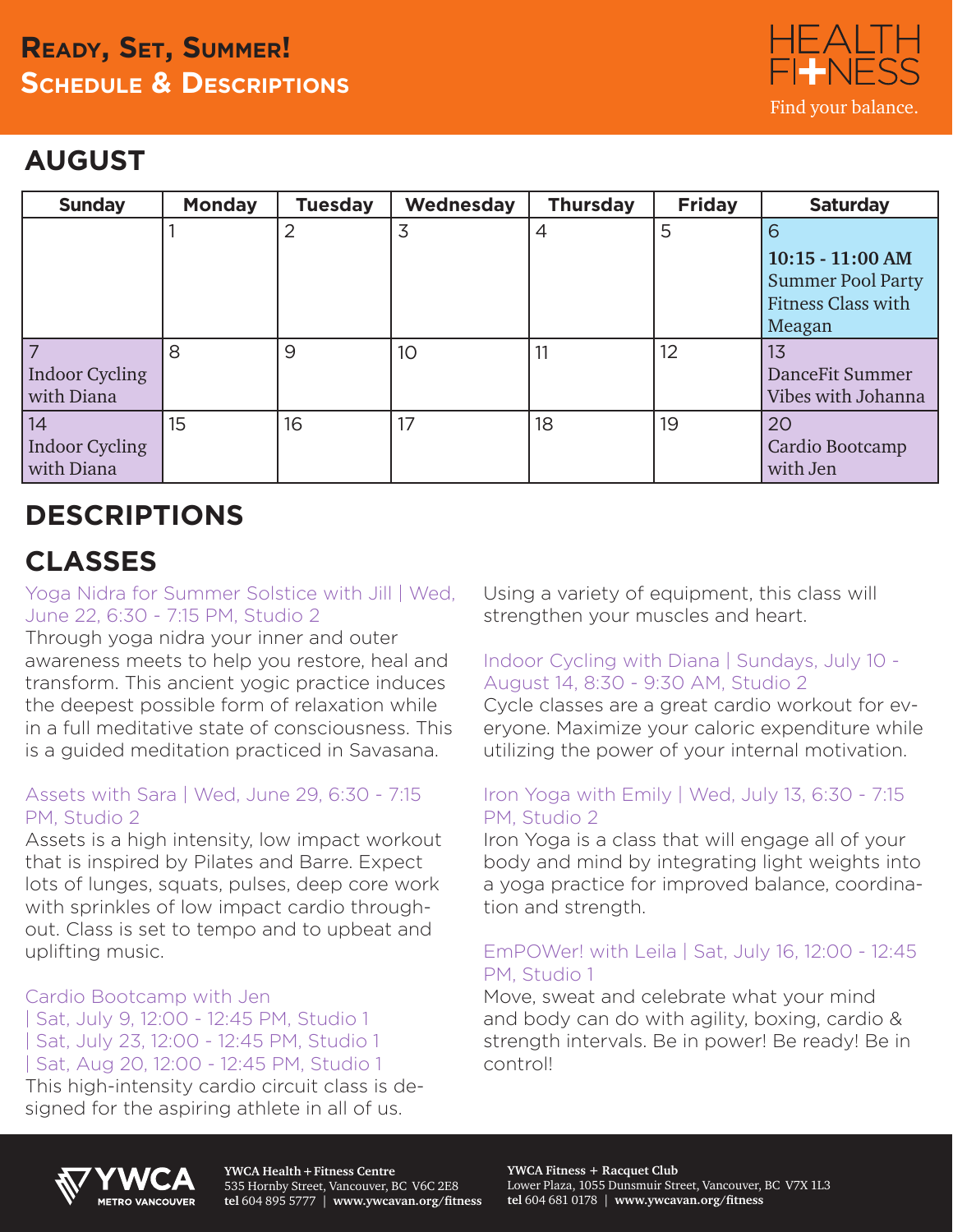# Ready, Set, Summer!
## Schedule & Descriptions

HEALTH FITNESS
Find your balance.

## AUGUST

| Sunday | Monday | Tuesday | Wednesday | Thursday | Friday | Saturday |
|---|---|---|---|---|---|---|
| | 1 | 2 | 3 | 4 | 5 | 6 **10:15 - 11:00 AM** Summer Pool Party Fitness Class with Meagan |
| 7 Indoor Cycling with Diana | 8 | 9 | 10 | 11 | 12 | 13 DanceFit Summer Vibes with Johanna |
| 14 Indoor Cycling with Diana | 15 | 16 | 17 | 18 | 19 | 20 Cardio Bootcamp with Jen |

## DESCRIPTIONS

## CLASSES

**Yoga Nidra for Summer Solstice with Jill | Wed, June 22, 6:30 - 7:15 PM, Studio 2**
Through yoga nidra your inner and outer awareness meets to help you restore, heal and transform. This ancient yogic practice induces the deepest possible form of relaxation while in a full meditative state of consciousness. This is a guided meditation practiced in Savasana.

**Assets with Sara | Wed, June 29, 6:30 - 7:15 PM, Studio 2**
Assets is a high intensity, low impact workout that is inspired by Pilates and Barre. Expect lots of lunges, squats, pulses, deep core work with sprinkles of low impact cardio throughout. Class is set to tempo and to upbeat and uplifting music.

**Cardio Bootcamp with Jen**
**| Sat, July 9, 12:00 - 12:45 PM, Studio 1**
**| Sat, July 23, 12:00 - 12:45 PM, Studio 1**
**| Sat, Aug 20, 12:00 - 12:45 PM, Studio 1**
This high-intensity cardio circuit class is designed for the aspiring athlete in all of us. Using a variety of equipment, this class will strengthen your muscles and heart.

**Indoor Cycling with Diana | Sundays, July 10 - August 14, 8:30 - 9:30 AM, Studio 2**
Cycle classes are a great cardio workout for everyone. Maximize your caloric expenditure while utilizing the power of your internal motivation.

**Iron Yoga with Emily | Wed, July 13, 6:30 - 7:15 PM, Studio 2**
Iron Yoga is a class that will engage all of your body and mind by integrating light weights into a yoga practice for improved balance, coordination and strength.

**EmPOWer! with Leila | Sat, July 16, 12:00 - 12:45 PM, Studio 1**
Move, sweat and celebrate what your mind and body can do with agility, boxing, cardio & strength intervals. Be in power! Be ready! Be in control!

YWCA METRO VANCOUVER

**YWCA Health + Fitness Centre**
535 Hornby Street, Vancouver, BC V6C 2E8
**tel** 604 895 5777 | **www.ywcavan.org/fitness**

**YWCA Fitness + Racquet Club**
Lower Plaza, 1055 Dunsmuir Street, Vancouver, BC V7X 1L3
**tel** 604 681 0178 | **www.ywcavan.org/fitness**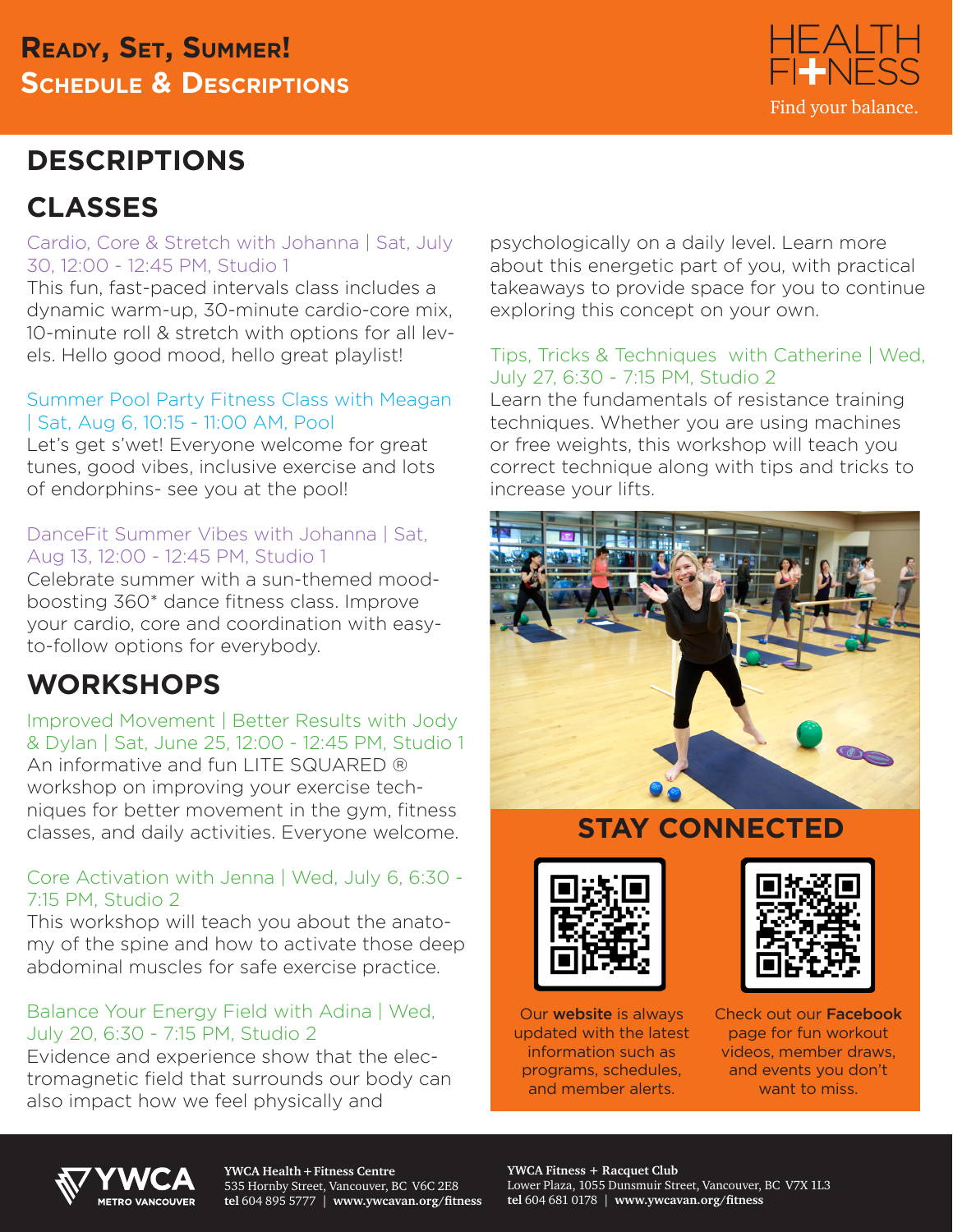# Ready, Set, Summer!
# Schedule & Descriptions

HEALTH FITNESS
Find your balance.

## DESCRIPTIONS

## CLASSES

### Cardio, Core & Stretch with Johanna | Sat, July 30, 12:00 - 12:45 PM, Studio 1

This fun, fast-paced intervals class includes a dynamic warm-up, 30-minute cardio-core mix, 10-minute roll & stretch with options for all levels. Hello good mood, hello great playlist!

### Summer Pool Party Fitness Class with Meagan | Sat, Aug 6, 10:15 - 11:00 AM, Pool

Let's get s'wet! Everyone welcome for great tunes, good vibes, inclusive exercise and lots of endorphins- see you at the pool!

### DanceFit Summer Vibes with Johanna | Sat, Aug 13, 12:00 - 12:45 PM, Studio 1

Celebrate summer with a sun-themed mood-boosting 360* dance fitness class. Improve your cardio, core and coordination with easy-to-follow options for everybody.

## WORKSHOPS

### Improved Movement | Better Results with Jody & Dylan | Sat, June 25, 12:00 - 12:45 PM, Studio 1

An informative and fun LITE SQUARED ® workshop on improving your exercise techniques for better movement in the gym, fitness classes, and daily activities. Everyone welcome.

### Core Activation with Jenna | Wed, July 6, 6:30 - 7:15 PM, Studio 2

This workshop will teach you about the anatomy of the spine and how to activate those deep abdominal muscles for safe exercise practice.

### Balance Your Energy Field with Adina | Wed, July 20, 6:30 - 7:15 PM, Studio 2

Evidence and experience show that the electromagnetic field that surrounds our body can also impact how we feel physically and psychologically on a daily level. Learn more about this energetic part of you, with practical takeaways to provide space for you to continue exploring this concept on your own.

### Tips, Tricks & Techniques with Catherine | Wed, July 27, 6:30 - 7:15 PM, Studio 2

Learn the fundamentals of resistance training techniques. Whether you are using machines or free weights, this workshop will teach you correct technique along with tips and tricks to increase your lifts.

## STAY CONNECTED

Our **website** is always updated with the latest information such as programs, schedules, and member alerts.

Check out our **Facebook** page for fun workout videos, member draws, and events you don't want to miss.

YWCA METRO VANCOUVER

**YWCA Health + Fitness Centre**
535 Hornby Street, Vancouver, BC V6C 2E8
**tel** 604 895 5777 | **www.ywcavan.org/fitness**

**YWCA Fitness + Racquet Club**
Lower Plaza, 1055 Dunsmuir Street, Vancouver, BC V7X 1L3
**tel** 604 681 0178 | **www.ywcavan.org/fitness**